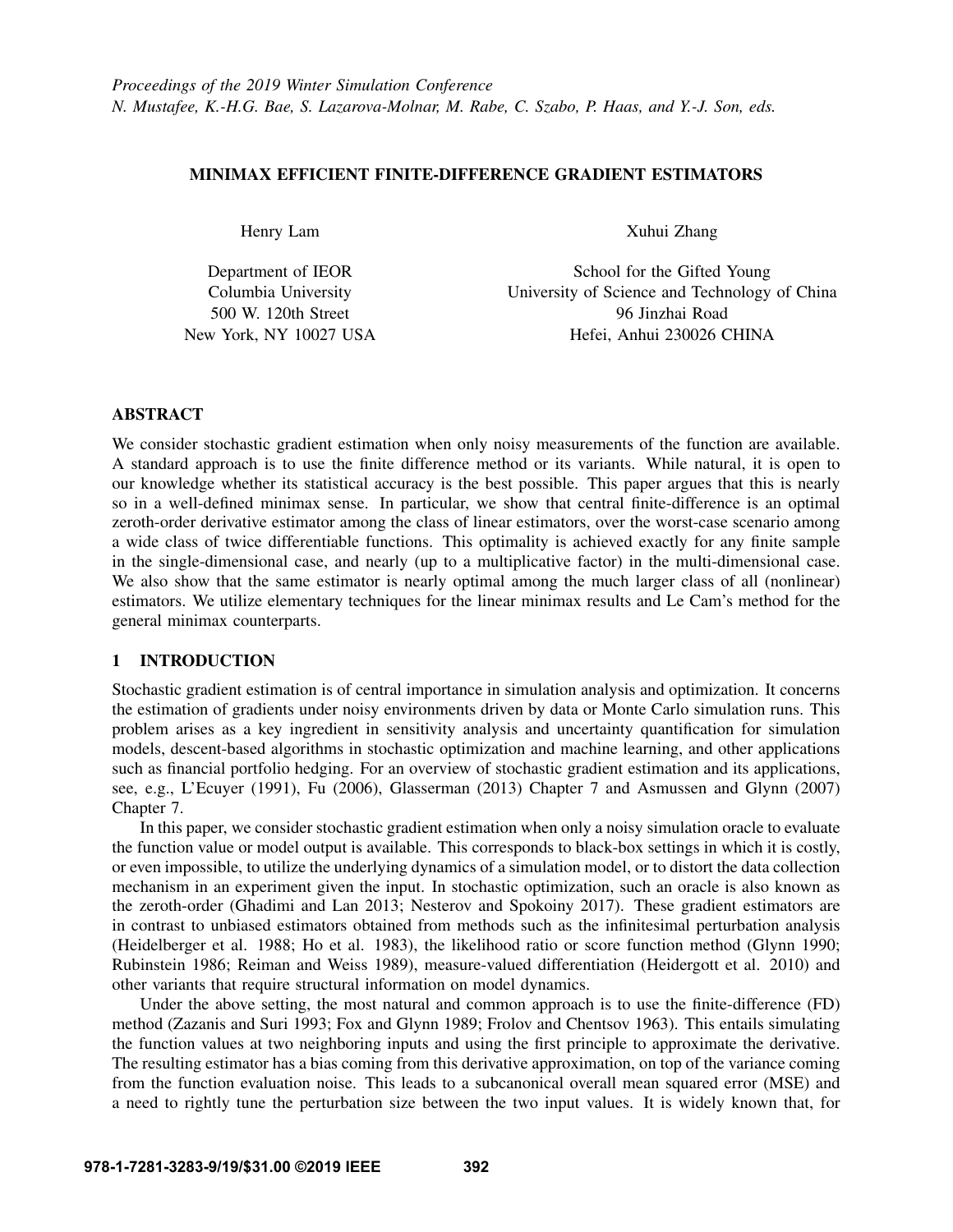*Proceedings of the 2019 Winter Simulation Conference*
*N. Mustafee, K.-H.G. Bae, S. Lazarova-Molnar, M. Rabe, C. Szabo, P. Haas, and Y.-J. Son, eds.*

# MINIMAX EFFICIENT FINITE-DIFFERENCE GRADIENT ESTIMATORS

Henry Lam
Department of IEOR
Columbia University
500 W. 120th Street
New York, NY 10027 USA

Xuhui Zhang
School for the Gifted Young
University of Science and Technology of China
96 Jinzhai Road
Hefei, Anhui 230026 CHINA

## ABSTRACT

We consider stochastic gradient estimation when only noisy measurements of the function are available. A standard approach is to use the finite difference method or its variants. While natural, it is open to our knowledge whether its statistical accuracy is the best possible. This paper argues that this is nearly so in a well-defined minimax sense. In particular, we show that central finite-difference is an optimal zeroth-order derivative estimator among the class of linear estimators, over the worst-case scenario among a wide class of twice differentiable functions. This optimality is achieved exactly for any finite sample in the single-dimensional case, and nearly (up to a multiplicative factor) in the multi-dimensional case. We also show that the same estimator is nearly optimal among the much larger class of all (nonlinear) estimators. We utilize elementary techniques for the linear minimax results and Le Cam's method for the general minimax counterparts.

## 1 INTRODUCTION

Stochastic gradient estimation is of central importance in simulation analysis and optimization. It concerns the estimation of gradients under noisy environments driven by data or Monte Carlo simulation runs. This problem arises as a key ingredient in sensitivity analysis and uncertainty quantification for simulation models, descent-based algorithms in stochastic optimization and machine learning, and other applications such as financial portfolio hedging. For an overview of stochastic gradient estimation and its applications, see, e.g., L'Ecuyer (1991), Fu (2006), Glasserman (2013) Chapter 7 and Asmussen and Glynn (2007) Chapter 7.

In this paper, we consider stochastic gradient estimation when only a noisy simulation oracle to evaluate the function value or model output is available. This corresponds to black-box settings in which it is costly, or even impossible, to utilize the underlying dynamics of a simulation model, or to distort the data collection mechanism in an experiment given the input. In stochastic optimization, such an oracle is also known as the zeroth-order (Ghadimi and Lan 2013; Nesterov and Spokoiny 2017). These gradient estimators are in contrast to unbiased estimators obtained from methods such as the infinitesimal perturbation analysis (Heidelberger et al. 1988; Ho et al. 1983), the likelihood ratio or score function method (Glynn 1990; Rubinstein 1986; Reiman and Weiss 1989), measure-valued differentiation (Heidergott et al. 2010) and other variants that require structural information on model dynamics.

Under the above setting, the most natural and common approach is to use the finite-difference (FD) method (Zazanis and Suri 1993; Fox and Glynn 1989; Frolov and Chentsov 1963). This entails simulating the function values at two neighboring inputs and using the first principle to approximate the derivative. The resulting estimator has a bias coming from this derivative approximation, on top of the variance coming from the function evaluation noise. This leads to a subcanonical overall mean squared error (MSE) and a need to rightly tune the perturbation size between the two input values. It is widely known that, for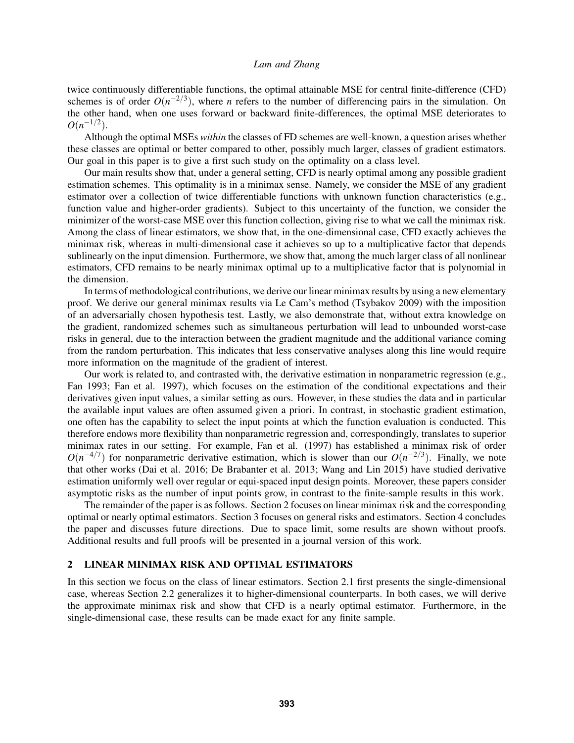twice continuously differentiable functions, the optimal attainable MSE for central finite-difference (CFD) schemes is of order $O(n^{-2/3})$, where $n$ refers to the number of differencing pairs in the simulation. On the other hand, when one uses forward or backward finite-differences, the optimal MSE deteriorates to $O(n^{-1/2})$.

Although the optimal MSEs *within* the classes of FD schemes are well-known, a question arises whether these classes are optimal or better compared to other, possibly much larger, classes of gradient estimators. Our goal in this paper is to give a first such study on the optimality on a class level.

Our main results show that, under a general setting, CFD is nearly optimal among any possible gradient estimation schemes. This optimality is in a minimax sense. Namely, we consider the MSE of any gradient estimator over a collection of twice differentiable functions with unknown function characteristics (e.g., function value and higher-order gradients). Subject to this uncertainty of the function, we consider the minimizer of the worst-case MSE over this function collection, giving rise to what we call the minimax risk. Among the class of linear estimators, we show that, in the one-dimensional case, CFD exactly achieves the minimax risk, whereas in multi-dimensional case it achieves so up to a multiplicative factor that depends sublinearly on the input dimension. Furthermore, we show that, among the much larger class of all nonlinear estimators, CFD remains to be nearly minimax optimal up to a multiplicative factor that is polynomial in the dimension.

In terms of methodological contributions, we derive our linear minimax results by using a new elementary proof. We derive our general minimax results via Le Cam's method (Tsybakov 2009) with the imposition of an adversarially chosen hypothesis test. Lastly, we also demonstrate that, without extra knowledge on the gradient, randomized schemes such as simultaneous perturbation will lead to unbounded worst-case risks in general, due to the interaction between the gradient magnitude and the additional variance coming from the random perturbation. This indicates that less conservative analyses along this line would require more information on the magnitude of the gradient of interest.

Our work is related to, and contrasted with, the derivative estimation in nonparametric regression (e.g., Fan 1993; Fan et al. 1997), which focuses on the estimation of the conditional expectations and their derivatives given input values, a similar setting as ours. However, in these studies the data and in particular the available input values are often assumed given a priori. In contrast, in stochastic gradient estimation, one often has the capability to select the input points at which the function evaluation is conducted. This therefore endows more flexibility than nonparametric regression and, correspondingly, translates to superior minimax rates in our setting. For example, Fan et al. (1997) has established a minimax risk of order $O(n^{-4/7})$ for nonparametric derivative estimation, which is slower than our $O(n^{-2/3})$. Finally, we note that other works (Dai et al. 2016; De Brabanter et al. 2013; Wang and Lin 2015) have studied derivative estimation uniformly well over regular or equi-spaced input design points. Moreover, these papers consider asymptotic risks as the number of input points grow, in contrast to the finite-sample results in this work.

The remainder of the paper is as follows. Section 2 focuses on linear minimax risk and the corresponding optimal or nearly optimal estimators. Section 3 focuses on general risks and estimators. Section 4 concludes the paper and discusses future directions. Due to space limit, some results are shown without proofs. Additional results and full proofs will be presented in a journal version of this work.

## 2 LINEAR MINIMAX RISK AND OPTIMAL ESTIMATORS

In this section we focus on the class of linear estimators. Section 2.1 first presents the single-dimensional case, whereas Section 2.2 generalizes it to higher-dimensional counterparts. In both cases, we will derive the approximate minimax risk and show that CFD is a nearly optimal estimator. Furthermore, in the single-dimensional case, these results can be made exact for any finite sample.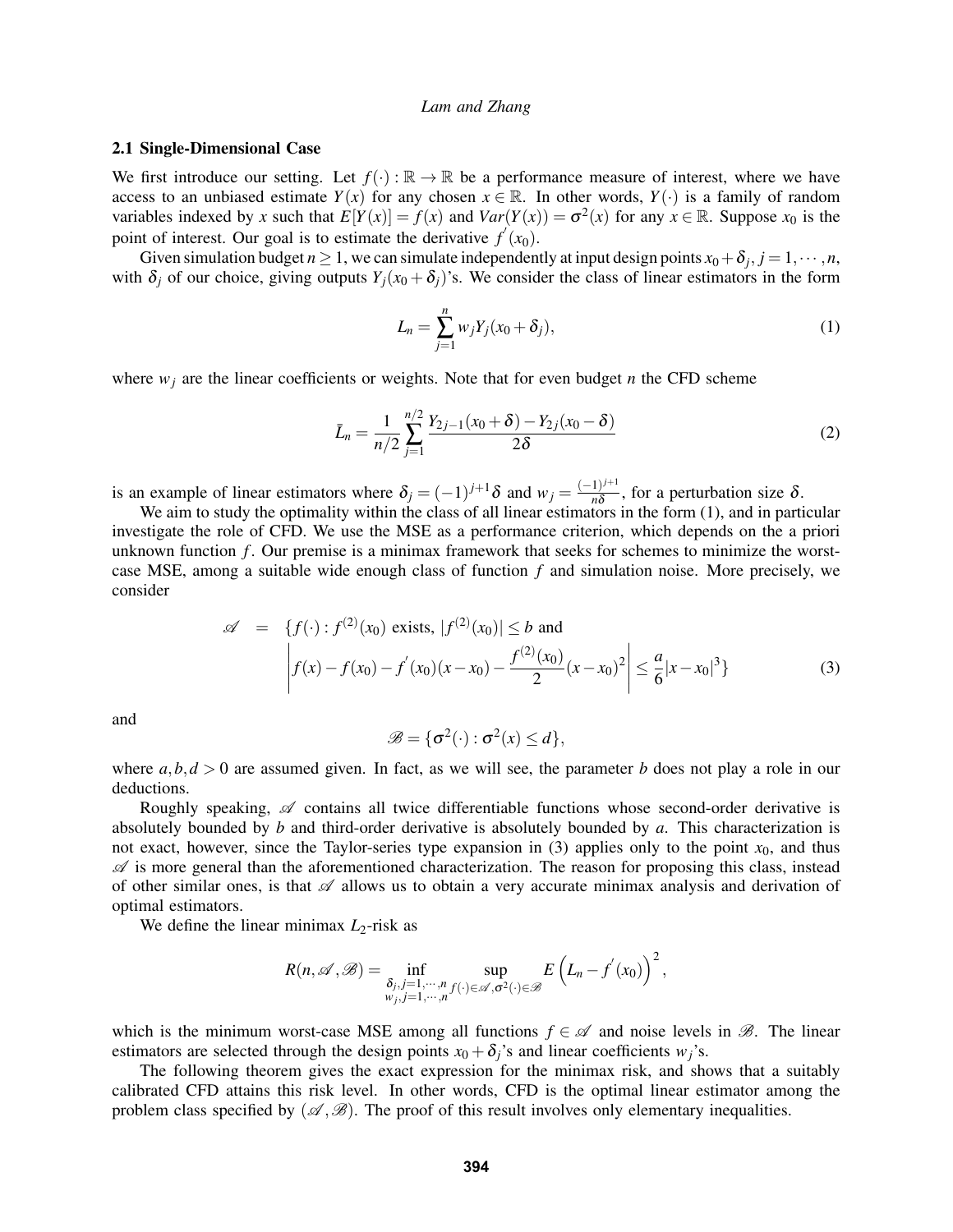### 2.1 Single-Dimensional Case

We first introduce our setting. Let $f(\cdot):\mathbb{R}\to\mathbb{R}$ be a performance measure of interest, where we have access to an unbiased estimate $Y(x)$ for any chosen $x\in\mathbb{R}$. In other words, $Y(\cdot)$ is a family of random variables indexed by $x$ such that $E[Y(x)]=f(x)$ and $Var(Y(x))=\sigma^2(x)$ for any $x\in\mathbb{R}$. Suppose $x_0$ is the point of interest. Our goal is to estimate the derivative $f^{'}(x_0)$.

Given simulation budget $n\geq 1$, we can simulate independently at input design points $x_0+\delta_j, j=1,\cdots,n$, with $\delta_j$ of our choice, giving outputs $Y_j(x_0+\delta_j)$'s. We consider the class of linear estimators in the form

$$L_n=\sum_{j=1}^{n} w_j Y_j(x_0+\delta_j), \tag{1}$$

where $w_j$ are the linear coefficients or weights. Note that for even budget $n$ the CFD scheme

$$\bar{L}_n=\frac{1}{n/2}\sum_{j=1}^{n/2}\frac{Y_{2j-1}(x_0+\delta)-Y_{2j}(x_0-\delta)}{2\delta} \tag{2}$$

is an example of linear estimators where $\delta_j=(-1)^{j+1}\delta$ and $w_j=\frac{(-1)^{j+1}}{n\delta}$, for a perturbation size $\delta$.

We aim to study the optimality within the class of all linear estimators in the form (1), and in particular investigate the role of CFD. We use the MSE as a performance criterion, which depends on the a priori unknown function $f$. Our premise is a minimax framework that seeks for schemes to minimize the worst-case MSE, among a suitable wide enough class of function $f$ and simulation noise. More precisely, we consider

$$\begin{aligned}\mathscr{A} \;=\; \{f(\cdot):\; & f^{(2)}(x_0) \text{ exists, } |f^{(2)}(x_0)|\leq b \text{ and}\\ & \left|f(x)-f(x_0)-f^{'}(x_0)(x-x_0)-\frac{f^{(2)}(x_0)}{2}(x-x_0)^2\right|\leq \frac{a}{6}|x-x_0|^3\}\end{aligned} \tag{3}$$

and

$$\mathscr{B}=\{\sigma^2(\cdot):\sigma^2(x)\leq d\},$$

where $a,b,d>0$ are assumed given. In fact, as we will see, the parameter $b$ does not play a role in our deductions.

Roughly speaking, $\mathscr{A}$ contains all twice differentiable functions whose second-order derivative is absolutely bounded by $b$ and third-order derivative is absolutely bounded by $a$. This characterization is not exact, however, since the Taylor-series type expansion in (3) applies only to the point $x_0$, and thus $\mathscr{A}$ is more general than the aforementioned characterization. The reason for proposing this class, instead of other similar ones, is that $\mathscr{A}$ allows us to obtain a very accurate minimax analysis and derivation of optimal estimators.

We define the linear minimax $L_2$-risk as

$$R(n,\mathscr{A},\mathscr{B})=\inf_{\substack{\delta_j,j=1,\cdots,n\\ w_j,j=1,\cdots,n}}\;\sup_{f(\cdot)\in\mathscr{A},\sigma^2(\cdot)\in\mathscr{B}} E\left(L_n-f^{'}(x_0)\right)^2,$$

which is the minimum worst-case MSE among all functions $f\in\mathscr{A}$ and noise levels in $\mathscr{B}$. The linear estimators are selected through the design points $x_0+\delta_j$'s and linear coefficients $w_j$'s.

The following theorem gives the exact expression for the minimax risk, and shows that a suitably calibrated CFD attains this risk level. In other words, CFD is the optimal linear estimator among the problem class specified by $(\mathscr{A},\mathscr{B})$. The proof of this result involves only elementary inequalities.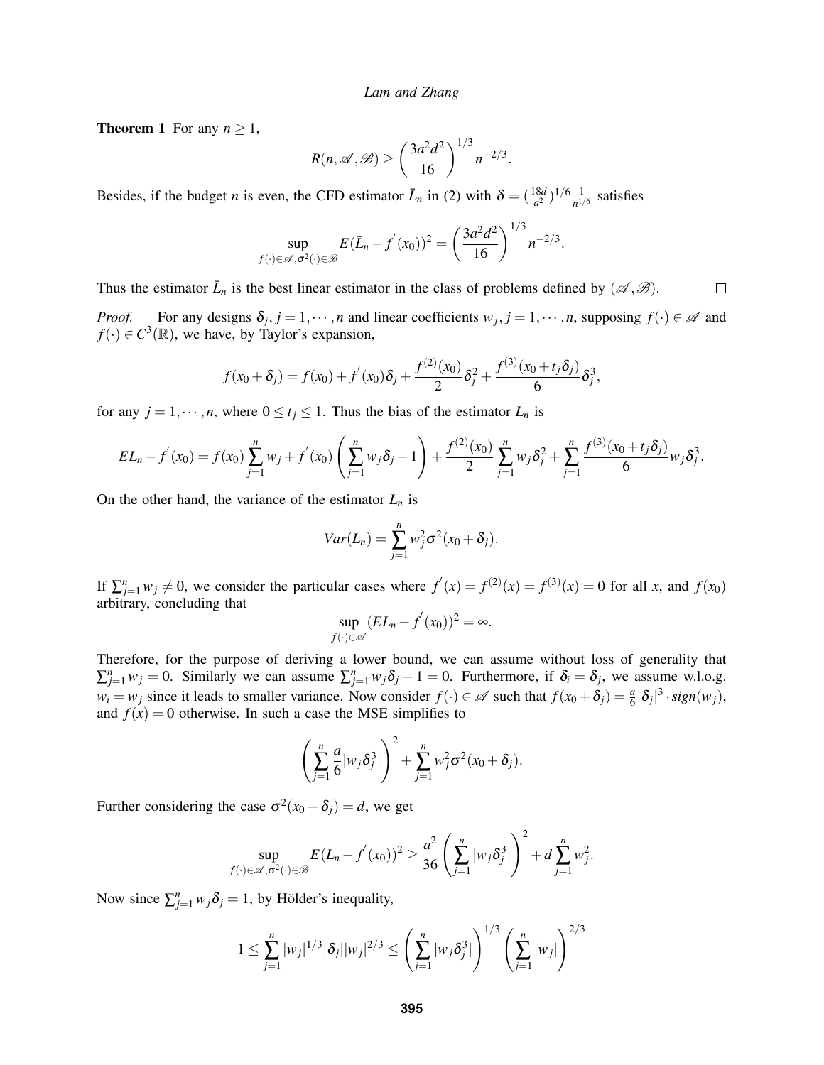**Theorem 1** For any $n \geq 1$,

$$R(n, \mathscr{A}, \mathscr{B}) \geq \left(\frac{3a^2d^2}{16}\right)^{1/3} n^{-2/3}.$$

Besides, if the budget $n$ is even, the CFD estimator $\bar{L}_n$ in (2) with $\delta = (\frac{18d}{a^2})^{1/6}\frac{1}{n^{1/6}}$ satisfies

$$\sup_{f(\cdot)\in\mathscr{A}, \sigma^2(\cdot)\in\mathscr{B}} E(\bar{L}_n - f'(x_0))^2 = \left(\frac{3a^2d^2}{16}\right)^{1/3} n^{-2/3}.$$

Thus the estimator $\bar{L}_n$ is the best linear estimator in the class of problems defined by $(\mathscr{A}, \mathscr{B})$. □

*Proof.* For any designs $\delta_j, j = 1, \cdots, n$ and linear coefficients $w_j, j = 1, \cdots, n$, supposing $f(\cdot) \in \mathscr{A}$ and $f(\cdot) \in C^3(\mathbb{R})$, we have, by Taylor's expansion,

$$f(x_0 + \delta_j) = f(x_0) + f'(x_0)\delta_j + \frac{f^{(2)}(x_0)}{2}\delta_j^2 + \frac{f^{(3)}(x_0 + t_j\delta_j)}{6}\delta_j^3,$$

for any $j = 1, \cdots, n$, where $0 \leq t_j \leq 1$. Thus the bias of the estimator $L_n$ is

$$EL_n - f'(x_0) = f(x_0)\sum_{j=1}^n w_j + f'(x_0)\left(\sum_{j=1}^n w_j\delta_j - 1\right) + \frac{f^{(2)}(x_0)}{2}\sum_{j=1}^n w_j\delta_j^2 + \sum_{j=1}^n \frac{f^{(3)}(x_0 + t_j\delta_j)}{6}w_j\delta_j^3.$$

On the other hand, the variance of the estimator $L_n$ is

$$Var(L_n) = \sum_{j=1}^n w_j^2\sigma^2(x_0 + \delta_j).$$

If $\sum_{j=1}^n w_j \neq 0$, we consider the particular cases where $f'(x) = f^{(2)}(x) = f^{(3)}(x) = 0$ for all $x$, and $f(x_0)$ arbitrary, concluding that

$$\sup_{f(\cdot)\in\mathscr{A}} (EL_n - f'(x_0))^2 = \infty.$$

Therefore, for the purpose of deriving a lower bound, we can assume without loss of generality that $\sum_{j=1}^n w_j = 0$. Similarly we can assume $\sum_{j=1}^n w_j\delta_j - 1 = 0$. Furthermore, if $\delta_i = \delta_j$, we assume w.l.o.g. $w_i = w_j$ since it leads to smaller variance. Now consider $f(\cdot) \in \mathscr{A}$ such that $f(x_0 + \delta_j) = \frac{a}{6}|\delta_j|^3 \cdot sign(w_j)$, and $f(x) = 0$ otherwise. In such a case the MSE simplifies to

$$\left(\sum_{j=1}^n \frac{a}{6}|w_j\delta_j^3|\right)^2 + \sum_{j=1}^n w_j^2\sigma^2(x_0 + \delta_j).$$

Further considering the case $\sigma^2(x_0 + \delta_j) = d$, we get

$$\sup_{f(\cdot)\in\mathscr{A}, \sigma^2(\cdot)\in\mathscr{B}} E(L_n - f'(x_0))^2 \geq \frac{a^2}{36}\left(\sum_{j=1}^n |w_j\delta_j^3|\right)^2 + d\sum_{j=1}^n w_j^2.$$

Now since $\sum_{j=1}^n w_j\delta_j = 1$, by Hölder's inequality,

$$1 \leq \sum_{j=1}^n |w_j|^{1/3}|\delta_j||w_j|^{2/3} \leq \left(\sum_{j=1}^n |w_j\delta_j^3|\right)^{1/3}\left(\sum_{j=1}^n |w_j|\right)^{2/3}$$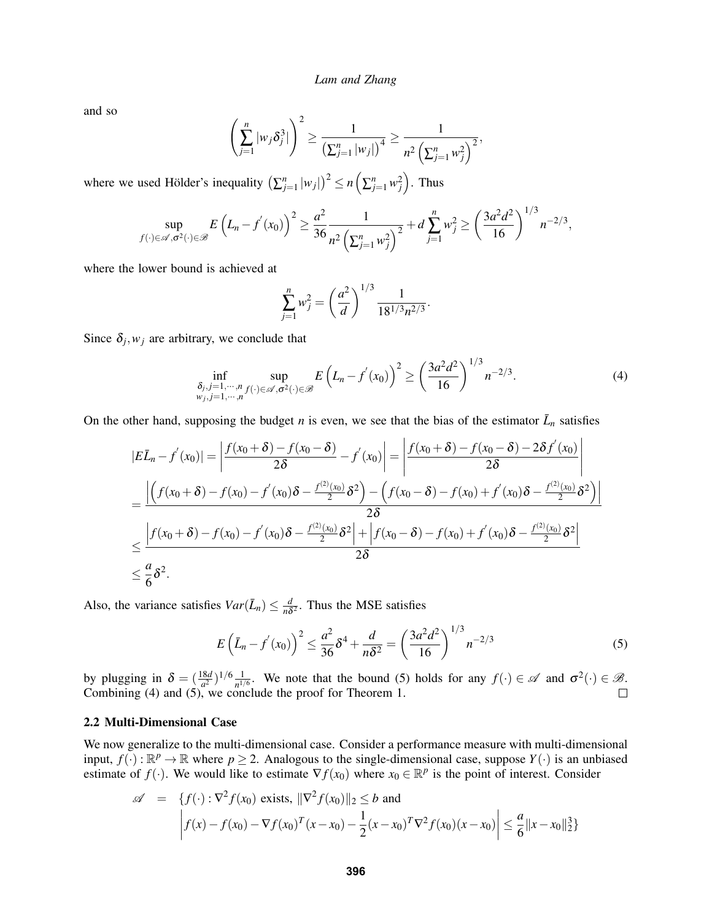and so

$$\left(\sum_{j=1}^{n}|w_j\delta_j^3|\right)^2 \geq \frac{1}{\left(\sum_{j=1}^{n}|w_j|\right)^4} \geq \frac{1}{n^2\left(\sum_{j=1}^{n}w_j^2\right)^2},$$

where we used Hölder's inequality $\left(\sum_{j=1}^{n}|w_j|\right)^2 \leq n\left(\sum_{j=1}^{n}w_j^2\right)$. Thus

$$\sup_{f(\cdot)\in\mathscr{A},\sigma^2(\cdot)\in\mathscr{B}} E\left(L_n - f^{'}(x_0)\right)^2 \geq \frac{a^2}{36}\frac{1}{n^2\left(\sum_{j=1}^{n}w_j^2\right)^2} + d\sum_{j=1}^{n}w_j^2 \geq \left(\frac{3a^2d^2}{16}\right)^{1/3} n^{-2/3},$$

where the lower bound is achieved at

$$\sum_{j=1}^{n}w_j^2 = \left(\frac{a^2}{d}\right)^{1/3}\frac{1}{18^{1/3}n^{2/3}}.$$

Since $\delta_j, w_j$ are arbitrary, we conclude that

$$\inf_{\substack{\delta_j, j=1,\cdots,n \\ w_j, j=1,\cdots,n}} \sup_{f(\cdot)\in\mathscr{A},\sigma^2(\cdot)\in\mathscr{B}} E\left(L_n - f^{'}(x_0)\right)^2 \geq \left(\frac{3a^2d^2}{16}\right)^{1/3} n^{-2/3}. \tag{4}$$

On the other hand, supposing the budget $n$ is even, we see that the bias of the estimator $\bar{L}_n$ satisfies

$$\begin{aligned}
|E\bar{L}_n - f^{'}(x_0)| &= \left|\frac{f(x_0+\delta)-f(x_0-\delta)}{2\delta} - f^{'}(x_0)\right| = \left|\frac{f(x_0+\delta)-f(x_0-\delta)-2\delta f^{'}(x_0)}{2\delta}\right| \\
&= \frac{\left|\left(f(x_0+\delta)-f(x_0)-f^{'}(x_0)\delta - \frac{f^{(2)}(x_0)}{2}\delta^2\right) - \left(f(x_0-\delta)-f(x_0)+f^{'}(x_0)\delta - \frac{f^{(2)}(x_0)}{2}\delta^2\right)\right|}{2\delta} \\
&\leq \frac{\left|f(x_0+\delta)-f(x_0)-f^{'}(x_0)\delta - \frac{f^{(2)}(x_0)}{2}\delta^2\right| + \left|f(x_0-\delta)-f(x_0)+f^{'}(x_0)\delta - \frac{f^{(2)}(x_0)}{2}\delta^2\right|}{2\delta} \\
&\leq \frac{a}{6}\delta^2.
\end{aligned}$$

Also, the variance satisfies $Var(\bar{L}_n) \leq \frac{d}{n\delta^2}$. Thus the MSE satisfies

$$E\left(\bar{L}_n - f^{'}(x_0)\right)^2 \leq \frac{a^2}{36}\delta^4 + \frac{d}{n\delta^2} = \left(\frac{3a^2d^2}{16}\right)^{1/3} n^{-2/3} \tag{5}$$

by plugging in $\delta = (\frac{18d}{a^2})^{1/6}\frac{1}{n^{1/6}}$. We note that the bound (5) holds for any $f(\cdot)\in\mathscr{A}$ and $\sigma^2(\cdot)\in\mathscr{B}$. Combining (4) and (5), we conclude the proof for Theorem 1. ∎

### 2.2 Multi-Dimensional Case

We now generalize to the multi-dimensional case. Consider a performance measure with multi-dimensional input, $f(\cdot):\mathbb{R}^p\to\mathbb{R}$ where $p\geq 2$. Analogous to the single-dimensional case, suppose $Y(\cdot)$ is an unbiased estimate of $f(\cdot)$. We would like to estimate $\nabla f(x_0)$ where $x_0\in\mathbb{R}^p$ is the point of interest. Consider

$$\begin{aligned}
\mathscr{A} \;=\; &\{f(\cdot): \nabla^2 f(x_0) \text{ exists, } \|\nabla^2 f(x_0)\|_2 \leq b \text{ and} \\
&\left|f(x) - f(x_0) - \nabla f(x_0)^T(x-x_0) - \frac{1}{2}(x-x_0)^T\nabla^2 f(x_0)(x-x_0)\right| \leq \frac{a}{6}\|x-x_0\|_2^3\}
\end{aligned}$$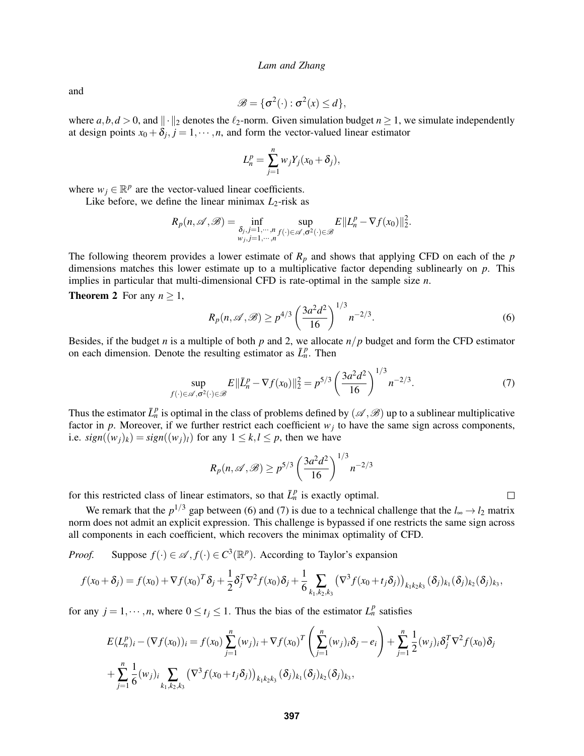and

$$\mathscr{B} = \{\sigma^2(\cdot) : \sigma^2(x) \le d\},$$

where $a, b, d > 0$, and $\|\cdot\|_2$ denotes the $\ell_2$-norm. Given simulation budget $n \ge 1$, we simulate independently at design points $x_0 + \delta_j$, $j = 1, \cdots, n$, and form the vector-valued linear estimator

$$L_n^p = \sum_{j=1}^n w_j Y_j(x_0 + \delta_j),$$

where $w_j \in \mathbb{R}^p$ are the vector-valued linear coefficients.

Like before, we define the linear minimax $L_2$-risk as

$$R_p(n, \mathscr{A}, \mathscr{B}) = \inf_{\substack{\delta_j, j=1,\cdots,n \\ w_j, j=1,\cdots,n}} \sup_{f(\cdot)\in\mathscr{A}, \sigma^2(\cdot)\in\mathscr{B}} E\|L_n^p - \nabla f(x_0)\|_2^2.$$

The following theorem provides a lower estimate of $R_p$ and shows that applying CFD on each of the $p$ dimensions matches this lower estimate up to a multiplicative factor depending sublinearly on $p$. This implies in particular that multi-dimensional CFD is rate-optimal in the sample size $n$.

**Theorem 2** For any $n \ge 1$,

$$R_p(n, \mathscr{A}, \mathscr{B}) \ge p^{4/3} \left(\frac{3a^2d^2}{16}\right)^{1/3} n^{-2/3}. \tag{6}$$

Besides, if the budget $n$ is a multiple of both $p$ and 2, we allocate $n/p$ budget and form the CFD estimator on each dimension. Denote the resulting estimator as $\bar{L}_n^p$. Then

$$\sup_{f(\cdot)\in\mathscr{A}, \sigma^2(\cdot)\in\mathscr{B}} E\|\bar{L}_n^p - \nabla f(x_0)\|_2^2 = p^{5/3} \left(\frac{3a^2d^2}{16}\right)^{1/3} n^{-2/3}. \tag{7}$$

Thus the estimator $\bar{L}_n^p$ is optimal in the class of problems defined by $(\mathscr{A}, \mathscr{B})$ up to a sublinear multiplicative factor in $p$. Moreover, if we further restrict each coefficient $w_j$ to have the same sign across components, i.e. $sign((w_j)_k) = sign((w_j)_l)$ for any $1 \le k, l \le p$, then we have

$$R_p(n, \mathscr{A}, \mathscr{B}) \ge p^{5/3} \left(\frac{3a^2d^2}{16}\right)^{1/3} n^{-2/3}$$

for this restricted class of linear estimators, so that $\bar{L}_n^p$ is exactly optimal. □

We remark that the $p^{1/3}$ gap between (6) and (7) is due to a technical challenge that the $l_\infty \to l_2$ matrix norm does not admit an explicit expression. This challenge is bypassed if one restricts the same sign across all components in each coefficient, which recovers the minimax optimality of CFD.

*Proof.* Suppose $f(\cdot) \in \mathscr{A}, f(\cdot) \in C^3(\mathbb{R}^p)$. According to Taylor's expansion

$$f(x_0 + \delta_j) = f(x_0) + \nabla f(x_0)^T \delta_j + \frac{1}{2}\delta_j^T \nabla^2 f(x_0)\delta_j + \frac{1}{6}\sum_{k_1,k_2,k_3} \left(\nabla^3 f(x_0 + t_j\delta_j)\right)_{k_1k_2k_3} (\delta_j)_{k_1}(\delta_j)_{k_2}(\delta_j)_{k_3},$$

for any $j = 1, \cdots, n$, where $0 \le t_j \le 1$. Thus the bias of the estimator $L_n^p$ satisfies

$$E(L_n^p)_i - (\nabla f(x_0))_i = f(x_0)\sum_{j=1}^n (w_j)_i + \nabla f(x_0)^T \left(\sum_{j=1}^n (w_j)_i \delta_j - e_i\right) + \sum_{j=1}^n \frac{1}{2}(w_j)_i \delta_j^T \nabla^2 f(x_0)\delta_j$$
$$+ \sum_{j=1}^n \frac{1}{6}(w_j)_i \sum_{k_1,k_2,k_3} \left(\nabla^3 f(x_0 + t_j\delta_j)\right)_{k_1k_2k_3} (\delta_j)_{k_1}(\delta_j)_{k_2}(\delta_j)_{k_3},$$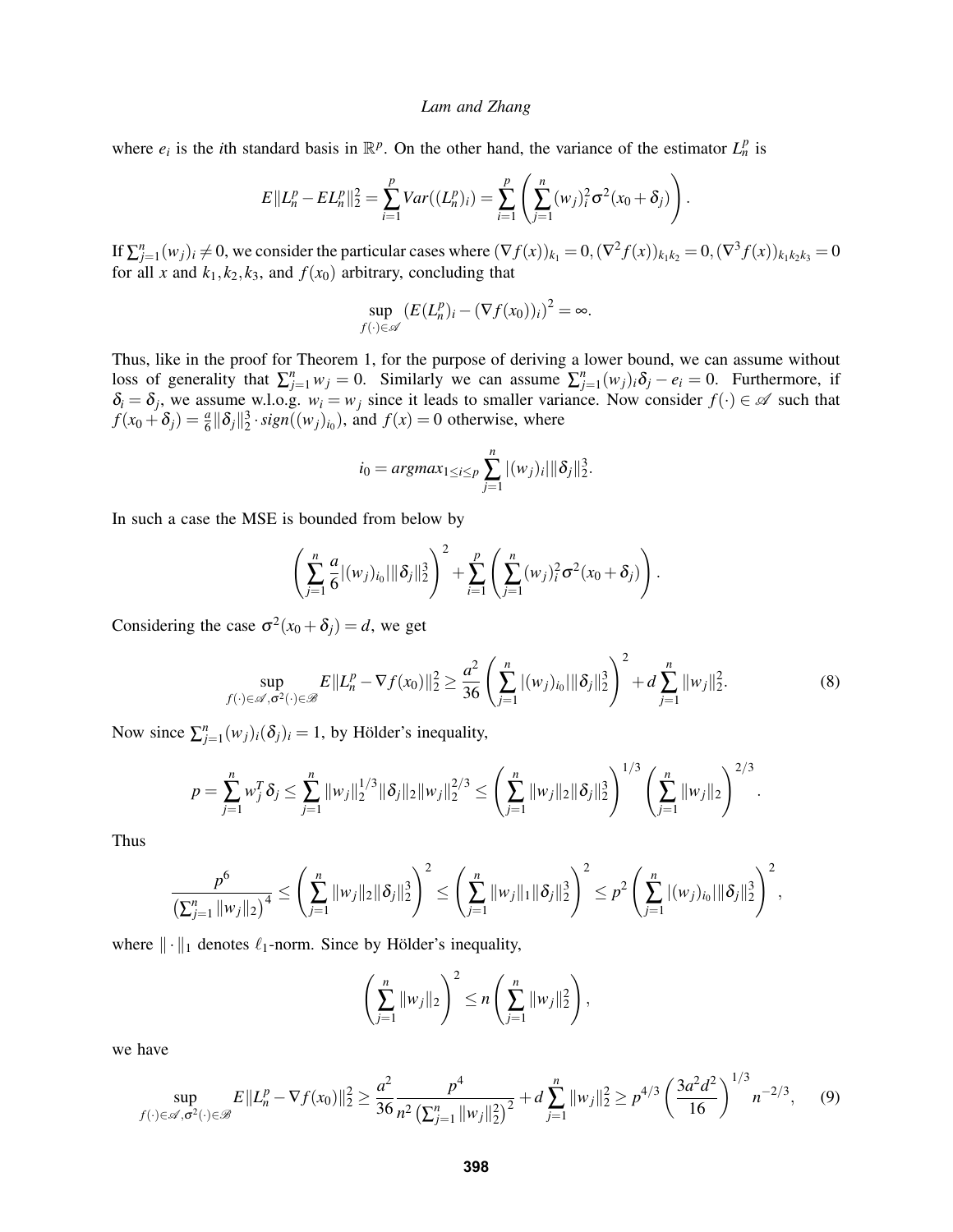where $e_i$ is the $i$th standard basis in $\mathbb{R}^p$. On the other hand, the variance of the estimator $L_n^p$ is

$$E\|L_n^p - EL_n^p\|_2^2 = \sum_{i=1}^p Var((L_n^p)_i) = \sum_{i=1}^p \left( \sum_{j=1}^n (w_j)_i^2 \sigma^2(x_0 + \delta_j) \right).$$

If $\sum_{j=1}^n (w_j)_i \neq 0$, we consider the particular cases where $(\nabla f(x))_{k_1} = 0, (\nabla^2 f(x))_{k_1 k_2} = 0, (\nabla^3 f(x))_{k_1 k_2 k_3} = 0$ for all $x$ and $k_1, k_2, k_3$, and $f(x_0)$ arbitrary, concluding that

$$\sup_{f(\cdot)\in\mathscr{A}} \left(E(L_n^p)_i - (\nabla f(x_0))_i\right)^2 = \infty.$$

Thus, like in the proof for Theorem 1, for the purpose of deriving a lower bound, we can assume without loss of generality that $\sum_{j=1}^n w_j = 0$. Similarly we can assume $\sum_{j=1}^n (w_j)_i \delta_j - e_i = 0$. Furthermore, if $\delta_i = \delta_j$, we assume w.l.o.g. $w_i = w_j$ since it leads to smaller variance. Now consider $f(\cdot) \in \mathscr{A}$ such that $f(x_0 + \delta_j) = \frac{a}{6}\|\delta_j\|_2^3 \cdot sign((w_j)_{i_0})$, and $f(x) = 0$ otherwise, where

$$i_0 = argmax_{1\le i\le p} \sum_{j=1}^n |(w_j)_i| \|\delta_j\|_2^3.$$

In such a case the MSE is bounded from below by

$$\left( \sum_{j=1}^n \frac{a}{6} |(w_j)_{i_0}| \|\delta_j\|_2^3 \right)^2 + \sum_{i=1}^p \left( \sum_{j=1}^n (w_j)_i^2 \sigma^2(x_0 + \delta_j) \right).$$

Considering the case $\sigma^2(x_0 + \delta_j) = d$, we get

$$\sup_{f(\cdot)\in\mathscr{A}, \sigma^2(\cdot)\in\mathscr{B}} E\|L_n^p - \nabla f(x_0)\|_2^2 \ge \frac{a^2}{36} \left( \sum_{j=1}^n |(w_j)_{i_0}| \|\delta_j\|_2^3 \right)^2 + d \sum_{j=1}^n \|w_j\|_2^2. \tag{8}$$

Now since $\sum_{j=1}^n (w_j)_i (\delta_j)_i = 1$, by Hölder's inequality,

$$p = \sum_{j=1}^n w_j^T \delta_j \le \sum_{j=1}^n \|w_j\|_2^{1/3} \|\delta_j\|_2 \|w_j\|_2^{2/3} \le \left( \sum_{j=1}^n \|w_j\|_2 \|\delta_j\|_2^3 \right)^{1/3} \left( \sum_{j=1}^n \|w_j\|_2 \right)^{2/3}.$$

Thus

$$\frac{p^6}{\left(\sum_{j=1}^n \|w_j\|_2\right)^4} \le \left( \sum_{j=1}^n \|w_j\|_2 \|\delta_j\|_2^3 \right)^2 \le \left( \sum_{j=1}^n \|w_j\|_1 \|\delta_j\|_2^3 \right)^2 \le p^2 \left( \sum_{j=1}^n |(w_j)_{i_0}| \|\delta_j\|_2^3 \right)^2,$$

where $\|\cdot\|_1$ denotes $\ell_1$-norm. Since by Hölder's inequality,

$$\left( \sum_{j=1}^n \|w_j\|_2 \right)^2 \le n \left( \sum_{j=1}^n \|w_j\|_2^2 \right),$$

we have

$$\sup_{f(\cdot)\in\mathscr{A}, \sigma^2(\cdot)\in\mathscr{B}} E\|L_n^p - \nabla f(x_0)\|_2^2 \ge \frac{a^2}{36} \frac{p^4}{n^2 \left(\sum_{j=1}^n \|w_j\|_2^2\right)^2} + d \sum_{j=1}^n \|w_j\|_2^2 \ge p^{4/3} \left( \frac{3a^2 d^2}{16} \right)^{1/3} n^{-2/3}, \tag{9}$$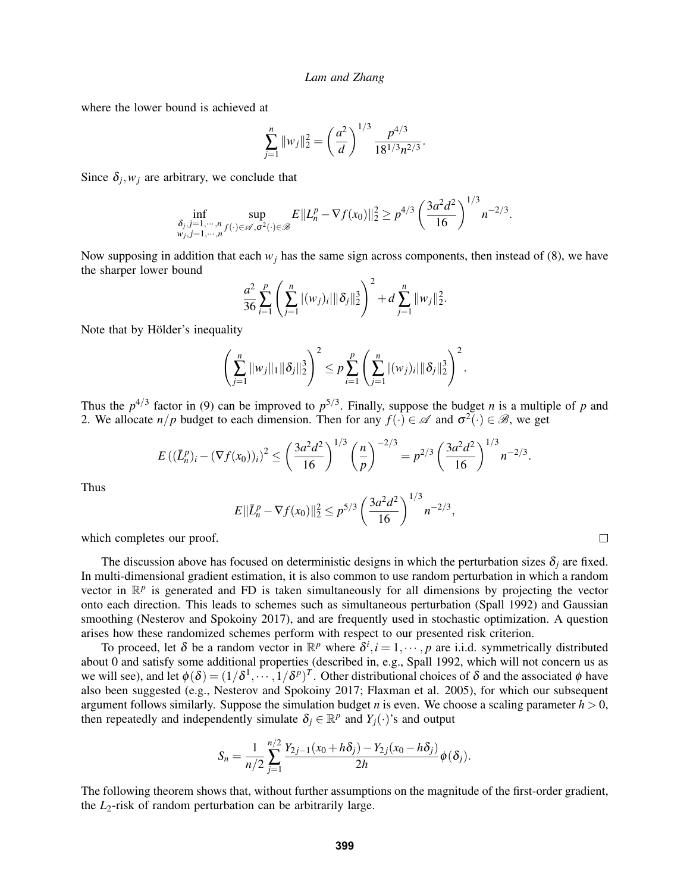where the lower bound is achieved at

$$\sum_{j=1}^{n} \|w_j\|_2^2 = \left(\frac{a^2}{d}\right)^{1/3} \frac{p^{4/3}}{18^{1/3} n^{2/3}}.$$

Since $\delta_j, w_j$ are arbitrary, we conclude that

$$\inf_{\substack{\delta_j, j=1,\cdots,n \\ w_j, j=1,\cdots,n}} \sup_{f(\cdot)\in\mathscr{A}, \sigma^2(\cdot)\in\mathscr{B}} E\|L_n^p - \nabla f(x_0)\|_2^2 \geq p^{4/3} \left(\frac{3a^2d^2}{16}\right)^{1/3} n^{-2/3}.$$

Now supposing in addition that each $w_j$ has the same sign across components, then instead of (8), we have the sharper lower bound

$$\frac{a^2}{36} \sum_{i=1}^{p} \left(\sum_{j=1}^{n} |(w_j)_i| \|\delta_j\|_2^3\right)^2 + d \sum_{j=1}^{n} \|w_j\|_2^2.$$

Note that by Hölder's inequality

$$\left(\sum_{j=1}^{n} \|w_j\|_1 \|\delta_j\|_2^3\right)^2 \leq p \sum_{i=1}^{p} \left(\sum_{j=1}^{n} |(w_j)_i| \|\delta_j\|_2^3\right)^2.$$

Thus the $p^{4/3}$ factor in (9) can be improved to $p^{5/3}$. Finally, suppose the budget $n$ is a multiple of $p$ and 2. We allocate $n/p$ budget to each dimension. Then for any $f(\cdot) \in \mathscr{A}$ and $\sigma^2(\cdot) \in \mathscr{B}$, we get

$$E\left((\bar{L}_n^p)_i - (\nabla f(x_0))_i\right)^2 \leq \left(\frac{3a^2d^2}{16}\right)^{1/3} \left(\frac{n}{p}\right)^{-2/3} = p^{2/3} \left(\frac{3a^2d^2}{16}\right)^{1/3} n^{-2/3}.$$

Thus

$$E\|\bar{L}_n^p - \nabla f(x_0)\|_2^2 \leq p^{5/3} \left(\frac{3a^2d^2}{16}\right)^{1/3} n^{-2/3},$$

which completes our proof. □

The discussion above has focused on deterministic designs in which the perturbation sizes $\delta_j$ are fixed. In multi-dimensional gradient estimation, it is also common to use random perturbation in which a random vector in $\mathbb{R}^p$ is generated and FD is taken simultaneously for all dimensions by projecting the vector onto each direction. This leads to schemes such as simultaneous perturbation (Spall 1992) and Gaussian smoothing (Nesterov and Spokoiny 2017), and are frequently used in stochastic optimization. A question arises how these randomized schemes perform with respect to our presented risk criterion.

To proceed, let $\delta$ be a random vector in $\mathbb{R}^p$ where $\delta^i, i = 1, \cdots, p$ are i.i.d. symmetrically distributed about 0 and satisfy some additional properties (described in, e.g., Spall 1992, which will not concern us as we will see), and let $\phi(\delta) = (1/\delta^1, \cdots, 1/\delta^p)^T$. Other distributional choices of $\delta$ and the associated $\phi$ have also been suggested (e.g., Nesterov and Spokoiny 2017; Flaxman et al. 2005), for which our subsequent argument follows similarly. Suppose the simulation budget $n$ is even. We choose a scaling parameter $h > 0$, then repeatedly and independently simulate $\delta_j \in \mathbb{R}^p$ and $Y_j(\cdot)$'s and output

$$S_n = \frac{1}{n/2} \sum_{j=1}^{n/2} \frac{Y_{2j-1}(x_0 + h\delta_j) - Y_{2j}(x_0 - h\delta_j)}{2h} \phi(\delta_j).$$

The following theorem shows that, without further assumptions on the magnitude of the first-order gradient, the $L_2$-risk of random perturbation can be arbitrarily large.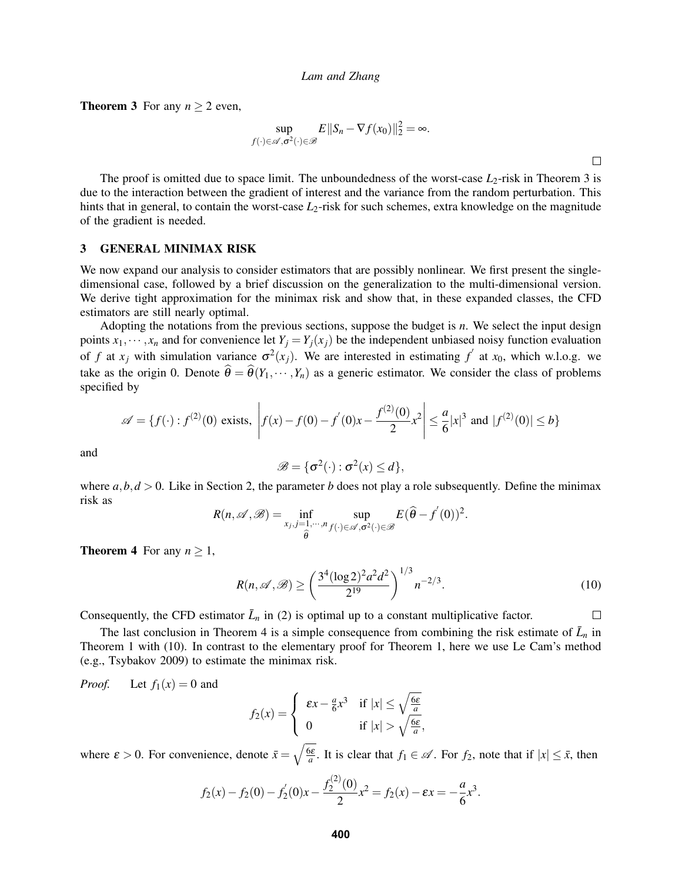**Theorem 3** For any $n \geq 2$ even,

$$\sup_{f(\cdot)\in\mathscr{A},\sigma^2(\cdot)\in\mathscr{B}} E\|S_n - \nabla f(x_0)\|_2^2 = \infty.$$

$\square$

The proof is omitted due to space limit. The unboundedness of the worst-case $L_2$-risk in Theorem 3 is due to the interaction between the gradient of interest and the variance from the random perturbation. This hints that in general, to contain the worst-case $L_2$-risk for such schemes, extra knowledge on the magnitude of the gradient is needed.

## 3 GENERAL MINIMAX RISK

We now expand our analysis to consider estimators that are possibly nonlinear. We first present the single-dimensional case, followed by a brief discussion on the generalization to the multi-dimensional version. We derive tight approximation for the minimax risk and show that, in these expanded classes, the CFD estimators are still nearly optimal.

Adopting the notations from the previous sections, suppose the budget is $n$. We select the input design points $x_1, \cdots, x_n$ and for convenience let $Y_j = Y_j(x_j)$ be the independent unbiased noisy function evaluation of $f$ at $x_j$ with simulation variance $\sigma^2(x_j)$. We are interested in estimating $f'$ at $x_0$, which w.l.o.g. we take as the origin 0. Denote $\widehat{\theta} = \widehat{\theta}(Y_1, \cdots, Y_n)$ as a generic estimator. We consider the class of problems specified by

$$\mathscr{A} = \{f(\cdot) : f^{(2)}(0) \text{ exists, } \left| f(x) - f(0) - f'(0)x - \frac{f^{(2)}(0)}{2}x^2 \right| \leq \frac{a}{6}|x|^3 \text{ and } |f^{(2)}(0)| \leq b\}$$

and

$$\mathscr{B} = \{\sigma^2(\cdot) : \sigma^2(x) \leq d\},$$

where $a, b, d > 0$. Like in Section 2, the parameter $b$ does not play a role subsequently. Define the minimax risk as

$$R(n, \mathscr{A}, \mathscr{B}) = \inf_{\substack{x_j, j=1,\cdots,n \\ \widehat{\theta}}} \sup_{f(\cdot)\in\mathscr{A},\sigma^2(\cdot)\in\mathscr{B}} E(\widehat{\theta} - f'(0))^2.$$

**Theorem 4** For any $n \geq 1$,

$$R(n, \mathscr{A}, \mathscr{B}) \geq \left( \frac{3^4(\log 2)^2 a^2 d^2}{2^{19}} \right)^{1/3} n^{-2/3}. \tag{10}$$

Consequently, the CFD estimator $\bar{L}_n$ in (2) is optimal up to a constant multiplicative factor. $\square$

The last conclusion in Theorem 4 is a simple consequence from combining the risk estimate of $\bar{L}_n$ in Theorem 1 with (10). In contrast to the elementary proof for Theorem 1, here we use Le Cam's method (e.g., Tsybakov 2009) to estimate the minimax risk.

*Proof.* Let $f_1(x) = 0$ and

$$f_2(x) = \begin{cases} \varepsilon x - \frac{a}{6}x^3 & \text{if } |x| \leq \sqrt{\frac{6\varepsilon}{a}} \\ 0 & \text{if } |x| > \sqrt{\frac{6\varepsilon}{a}}, \end{cases}$$

where $\varepsilon > 0$. For convenience, denote $\bar{x} = \sqrt{\frac{6\varepsilon}{a}}$. It is clear that $f_1 \in \mathscr{A}$. For $f_2$, note that if $|x| \leq \bar{x}$, then

$$f_2(x) - f_2(0) - f_2'(0)x - \frac{f_2^{(2)}(0)}{2}x^2 = f_2(x) - \varepsilon x = -\frac{a}{6}x^3.$$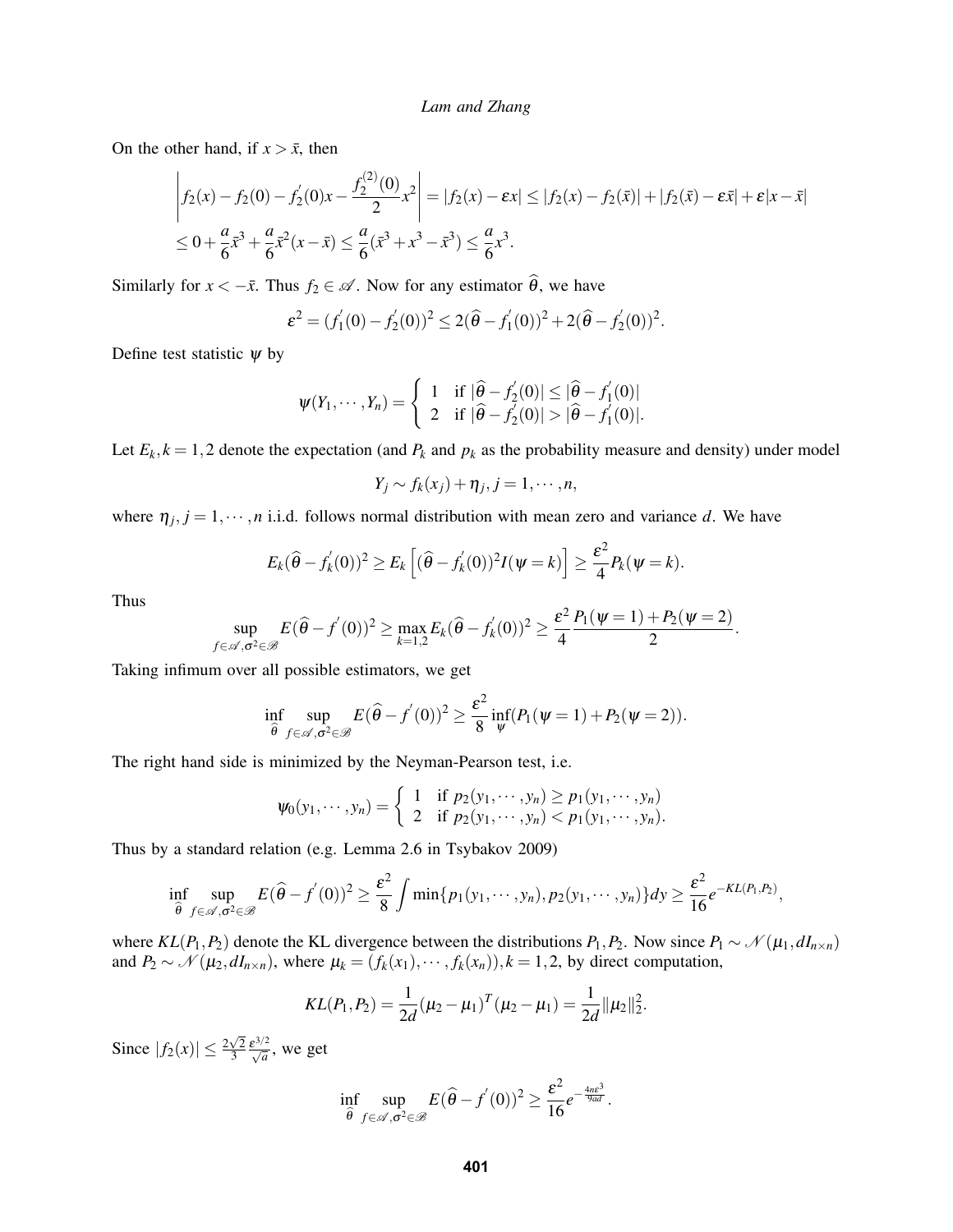On the other hand, if $x > \bar{x}$, then

$$\left| f_2(x) - f_2(0) - f_2^{'}(0)x - \frac{f_2^{(2)}(0)}{2}x^2 \right| = |f_2(x) - \varepsilon x| \leq |f_2(x) - f_2(\bar{x})| + |f_2(\bar{x}) - \varepsilon \bar{x}| + \varepsilon |x - \bar{x}|$$

$$\leq 0 + \frac{a}{6}\bar{x}^3 + \frac{a}{6}\bar{x}^2(x - \bar{x}) \leq \frac{a}{6}(\bar{x}^3 + x^3 - \bar{x}^3) \leq \frac{a}{6}x^3.$$

Similarly for $x < -\bar{x}$. Thus $f_2 \in \mathscr{A}$. Now for any estimator $\widehat{\theta}$, we have

$$\varepsilon^2 = (f_1^{'}(0) - f_2^{'}(0))^2 \leq 2(\widehat{\theta} - f_1^{'}(0))^2 + 2(\widehat{\theta} - f_2^{'}(0))^2.$$

Define test statistic $\psi$ by

$$\psi(Y_1, \cdots, Y_n) = \begin{cases} 1 & \text{if } |\widehat{\theta} - f_2^{'}(0)| \leq |\widehat{\theta} - f_1^{'}(0)| \\ 2 & \text{if } |\widehat{\theta} - f_2^{'}(0)| > |\widehat{\theta} - f_1^{'}(0)|. \end{cases}$$

Let $E_k, k = 1,2$ denote the expectation (and $P_k$ and $p_k$ as the probability measure and density) under model

$$Y_j \sim f_k(x_j) + \eta_j, j = 1, \cdots, n,$$

where $\eta_j, j = 1, \cdots, n$ i.i.d. follows normal distribution with mean zero and variance $d$. We have

$$E_k(\widehat{\theta} - f_k^{'}(0))^2 \geq E_k\left[(\widehat{\theta} - f_k^{'}(0))^2 I(\psi = k)\right] \geq \frac{\varepsilon^2}{4}P_k(\psi = k).$$

Thus

$$\sup_{f \in \mathscr{A}, \sigma^2 \in \mathscr{B}} E(\widehat{\theta} - f^{'}(0))^2 \geq \max_{k=1,2} E_k(\widehat{\theta} - f_k^{'}(0))^2 \geq \frac{\varepsilon^2}{4} \frac{P_1(\psi = 1) + P_2(\psi = 2)}{2}.$$

Taking infimum over all possible estimators, we get

$$\inf_{\widehat{\theta}} \sup_{f \in \mathscr{A}, \sigma^2 \in \mathscr{B}} E(\widehat{\theta} - f^{'}(0))^2 \geq \frac{\varepsilon^2}{8} \inf_{\psi}(P_1(\psi = 1) + P_2(\psi = 2)).$$

The right hand side is minimized by the Neyman-Pearson test, i.e.

$$\psi_0(y_1, \cdots, y_n) = \begin{cases} 1 & \text{if } p_2(y_1, \cdots, y_n) \geq p_1(y_1, \cdots, y_n) \\ 2 & \text{if } p_2(y_1, \cdots, y_n) < p_1(y_1, \cdots, y_n). \end{cases}$$

Thus by a standard relation (e.g. Lemma 2.6 in Tsybakov 2009)

$$\inf_{\widehat{\theta}} \sup_{f \in \mathscr{A}, \sigma^2 \in \mathscr{B}} E(\widehat{\theta} - f^{'}(0))^2 \geq \frac{\varepsilon^2}{8} \int \min\{p_1(y_1, \cdots, y_n), p_2(y_1, \cdots, y_n)\} dy \geq \frac{\varepsilon^2}{16} e^{-KL(P_1, P_2)},$$

where $KL(P_1, P_2)$ denote the KL divergence between the distributions $P_1, P_2$. Now since $P_1 \sim \mathscr{N}(\mu_1, dI_{n \times n})$ and $P_2 \sim \mathscr{N}(\mu_2, dI_{n \times n})$, where $\mu_k = (f_k(x_1), \cdots, f_k(x_n)), k = 1,2$, by direct computation,

$$KL(P_1, P_2) = \frac{1}{2d}(\mu_2 - \mu_1)^T(\mu_2 - \mu_1) = \frac{1}{2d}\|\mu_2\|_2^2.$$

Since $|f_2(x)| \leq \frac{2\sqrt{2}}{3}\frac{\varepsilon^{3/2}}{\sqrt{a}}$, we get

$$\inf_{\widehat{\theta}} \sup_{f \in \mathscr{A}, \sigma^2 \in \mathscr{B}} E(\widehat{\theta} - f^{'}(0))^2 \geq \frac{\varepsilon^2}{16} e^{-\frac{4n\varepsilon^3}{9ad}}.$$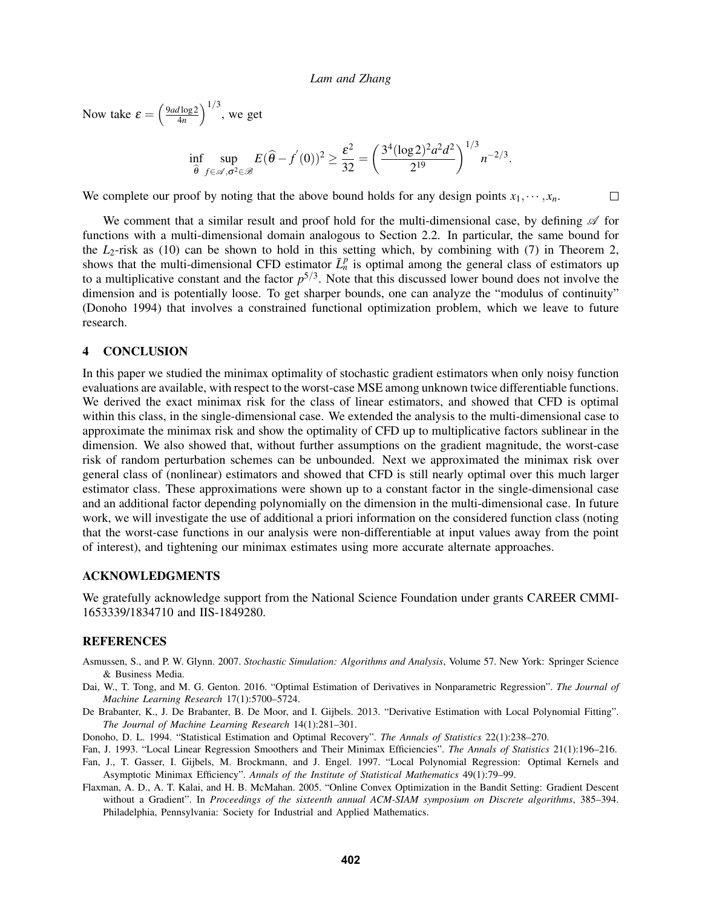Now take $\varepsilon = \left(\frac{9ad\log 2}{4n}\right)^{1/3}$, we get

$$\inf_{\widehat{\theta}} \sup_{f\in\mathscr{A},\sigma^2\in\mathscr{B}} E(\widehat{\theta} - f^{'}(0))^2 \geq \frac{\varepsilon^2}{32} = \left(\frac{3^4(\log 2)^2 a^2 d^2}{2^{19}}\right)^{1/3} n^{-2/3}.$$

We complete our proof by noting that the above bound holds for any design points $x_1, \cdots, x_n$. □

We comment that a similar result and proof hold for the multi-dimensional case, by defining $\mathscr{A}$ for functions with a multi-dimensional domain analogous to Section 2.2. In particular, the same bound for the $L_2$-risk as (10) can be shown to hold in this setting which, by combining with (7) in Theorem 2, shows that the multi-dimensional CFD estimator $\bar{L}_n^p$ is optimal among the general class of estimators up to a multiplicative constant and the factor $p^{5/3}$. Note that this discussed lower bound does not involve the dimension and is potentially loose. To get sharper bounds, one can analyze the "modulus of continuity" (Donoho 1994) that involves a constrained functional optimization problem, which we leave to future research.

## 4 CONCLUSION

In this paper we studied the minimax optimality of stochastic gradient estimators when only noisy function evaluations are available, with respect to the worst-case MSE among unknown twice differentiable functions. We derived the exact minimax risk for the class of linear estimators, and showed that CFD is optimal within this class, in the single-dimensional case. We extended the analysis to the multi-dimensional case to approximate the minimax risk and show the optimality of CFD up to multiplicative factors sublinear in the dimension. We also showed that, without further assumptions on the gradient magnitude, the worst-case risk of random perturbation schemes can be unbounded. Next we approximated the minimax risk over general class of (nonlinear) estimators and showed that CFD is still nearly optimal over this much larger estimator class. These approximations were shown up to a constant factor in the single-dimensional case and an additional factor depending polynomially on the dimension in the multi-dimensional case. In future work, we will investigate the use of additional a priori information on the considered function class (noting that the worst-case functions in our analysis were non-differentiable at input values away from the point of interest), and tightening our minimax estimates using more accurate alternate approaches.

## ACKNOWLEDGMENTS

We gratefully acknowledge support from the National Science Foundation under grants CAREER CMMI-1653339/1834710 and IIS-1849280.

## REFERENCES

Asmussen, S., and P. W. Glynn. 2007. *Stochastic Simulation: Algorithms and Analysis*, Volume 57. New York: Springer Science & Business Media.

Dai, W., T. Tong, and M. G. Genton. 2016. "Optimal Estimation of Derivatives in Nonparametric Regression". *The Journal of Machine Learning Research* 17(1):5700–5724.

De Brabanter, K., J. De Brabanter, B. De Moor, and I. Gijbels. 2013. "Derivative Estimation with Local Polynomial Fitting". *The Journal of Machine Learning Research* 14(1):281–301.

Donoho, D. L. 1994. "Statistical Estimation and Optimal Recovery". *The Annals of Statistics* 22(1):238–270.

Fan, J. 1993. "Local Linear Regression Smoothers and Their Minimax Efficiencies". *The Annals of Statistics* 21(1):196–216.

Fan, J., T. Gasser, I. Gijbels, M. Brockmann, and J. Engel. 1997. "Local Polynomial Regression: Optimal Kernels and Asymptotic Minimax Efficiency". *Annals of the Institute of Statistical Mathematics* 49(1):79–99.

Flaxman, A. D., A. T. Kalai, and H. B. McMahan. 2005. "Online Convex Optimization in the Bandit Setting: Gradient Descent without a Gradient". In *Proceedings of the sixteenth annual ACM-SIAM symposium on Discrete algorithms*, 385–394. Philadelphia, Pennsylvania: Society for Industrial and Applied Mathematics.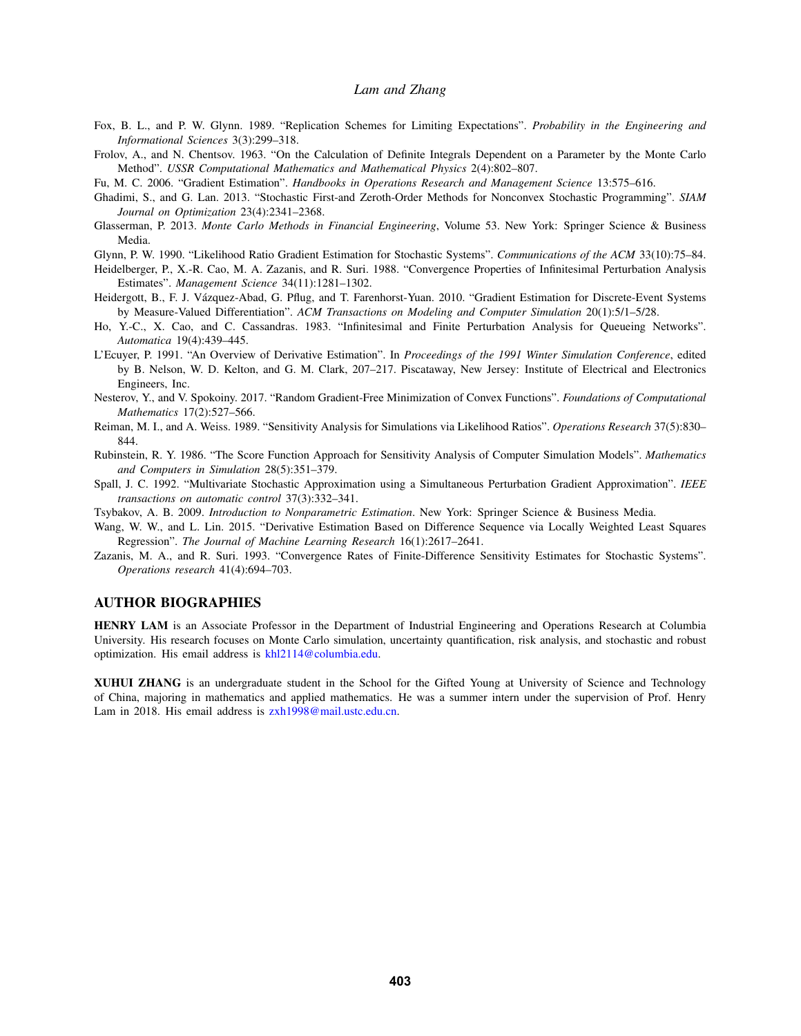Fox, B. L., and P. W. Glynn. 1989. "Replication Schemes for Limiting Expectations". *Probability in the Engineering and Informational Sciences* 3(3):299–318.

Frolov, A., and N. Chentsov. 1963. "On the Calculation of Definite Integrals Dependent on a Parameter by the Monte Carlo Method". *USSR Computational Mathematics and Mathematical Physics* 2(4):802–807.

Fu, M. C. 2006. "Gradient Estimation". *Handbooks in Operations Research and Management Science* 13:575–616.

Ghadimi, S., and G. Lan. 2013. "Stochastic First-and Zeroth-Order Methods for Nonconvex Stochastic Programming". *SIAM Journal on Optimization* 23(4):2341–2368.

Glasserman, P. 2013. *Monte Carlo Methods in Financial Engineering*, Volume 53. New York: Springer Science & Business Media.

Glynn, P. W. 1990. "Likelihood Ratio Gradient Estimation for Stochastic Systems". *Communications of the ACM* 33(10):75–84.

Heidelberger, P., X.-R. Cao, M. A. Zazanis, and R. Suri. 1988. "Convergence Properties of Infinitesimal Perturbation Analysis Estimates". *Management Science* 34(11):1281–1302.

Heidergott, B., F. J. Vázquez-Abad, G. Pflug, and T. Farenhorst-Yuan. 2010. "Gradient Estimation for Discrete-Event Systems by Measure-Valued Differentiation". *ACM Transactions on Modeling and Computer Simulation* 20(1):5/1–5/28.

Ho, Y.-C., X. Cao, and C. Cassandras. 1983. "Infinitesimal and Finite Perturbation Analysis for Queueing Networks". *Automatica* 19(4):439–445.

L'Ecuyer, P. 1991. "An Overview of Derivative Estimation". In *Proceedings of the 1991 Winter Simulation Conference*, edited by B. Nelson, W. D. Kelton, and G. M. Clark, 207–217. Piscataway, New Jersey: Institute of Electrical and Electronics Engineers, Inc.

Nesterov, Y., and V. Spokoiny. 2017. "Random Gradient-Free Minimization of Convex Functions". *Foundations of Computational Mathematics* 17(2):527–566.

Reiman, M. I., and A. Weiss. 1989. "Sensitivity Analysis for Simulations via Likelihood Ratios". *Operations Research* 37(5):830–844.

Rubinstein, R. Y. 1986. "The Score Function Approach for Sensitivity Analysis of Computer Simulation Models". *Mathematics and Computers in Simulation* 28(5):351–379.

Spall, J. C. 1992. "Multivariate Stochastic Approximation using a Simultaneous Perturbation Gradient Approximation". *IEEE transactions on automatic control* 37(3):332–341.

Tsybakov, A. B. 2009. *Introduction to Nonparametric Estimation*. New York: Springer Science & Business Media.

Wang, W. W., and L. Lin. 2015. "Derivative Estimation Based on Difference Sequence via Locally Weighted Least Squares Regression". *The Journal of Machine Learning Research* 16(1):2617–2641.

Zazanis, M. A., and R. Suri. 1993. "Convergence Rates of Finite-Difference Sensitivity Estimates for Stochastic Systems". *Operations research* 41(4):694–703.

## AUTHOR BIOGRAPHIES

**HENRY LAM** is an Associate Professor in the Department of Industrial Engineering and Operations Research at Columbia University. His research focuses on Monte Carlo simulation, uncertainty quantification, risk analysis, and stochastic and robust optimization. His email address is khl2114@columbia.edu.

**XUHUI ZHANG** is an undergraduate student in the School for the Gifted Young at University of Science and Technology of China, majoring in mathematics and applied mathematics. He was a summer intern under the supervision of Prof. Henry Lam in 2018. His email address is zxh1998@mail.ustc.edu.cn.